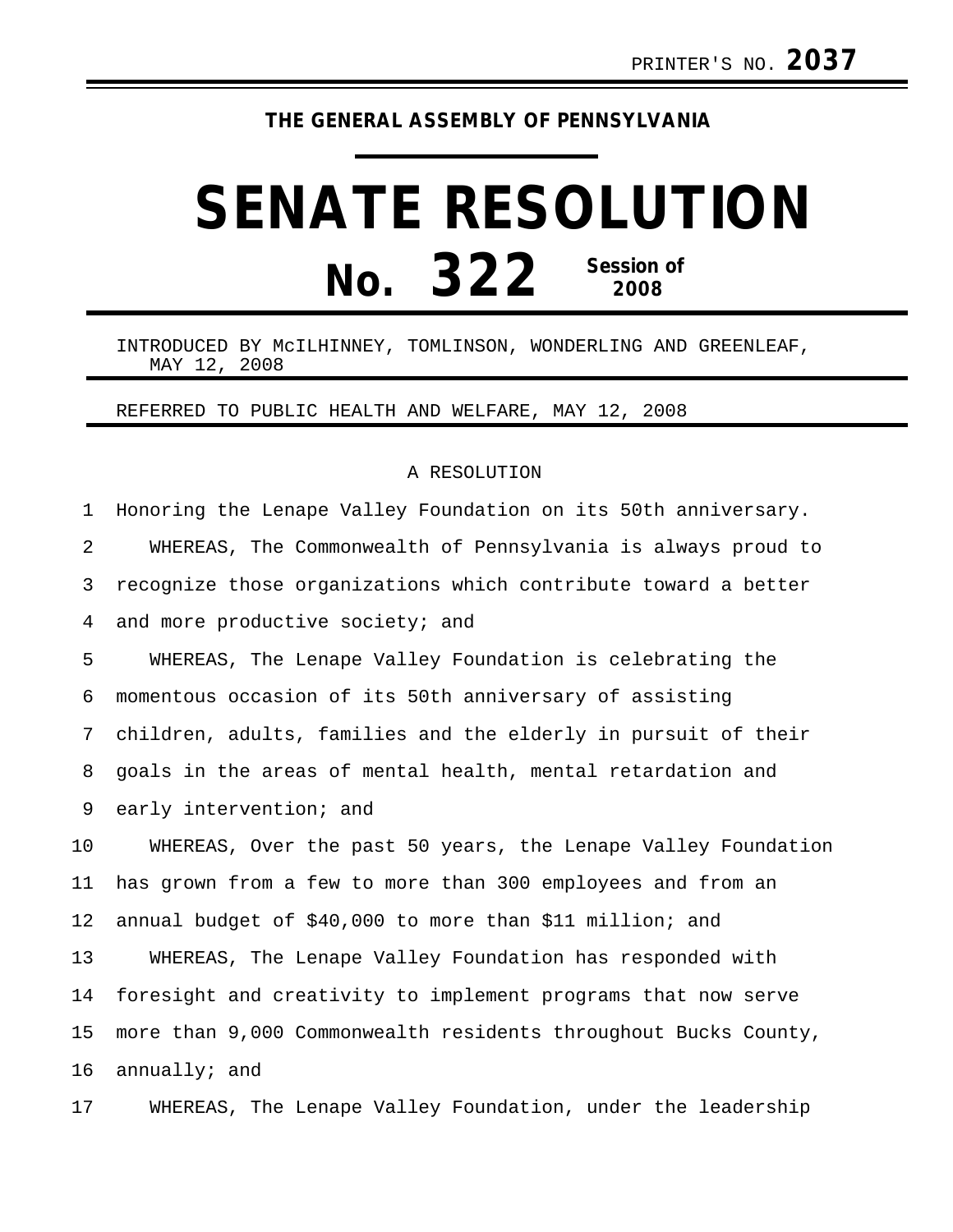PRINTER'S NO. **2037**

**THE GENERAL ASSEMBLY OF PENNSYLVANIA**

# SENATE RESOLUTION

## No. 322 Session of 2008

INTRODUCED BY McILHINNEY, TOMLINSON, WONDERLING AND GREENLEAF, MAY 12, 2008

REFERRED TO PUBLIC HEALTH AND WELFARE, MAY 12, 2008

A RESOLUTION

Honoring the Lenape Valley Foundation on its 50th anniversary.

WHEREAS, The Commonwealth of Pennsylvania is always proud to recognize those organizations which contribute toward a better and more productive society; and

WHEREAS, The Lenape Valley Foundation is celebrating the momentous occasion of its 50th anniversary of assisting children, adults, families and the elderly in pursuit of their goals in the areas of mental health, mental retardation and early intervention; and

WHEREAS, Over the past 50 years, the Lenape Valley Foundation has grown from a few to more than 300 employees and from an annual budget of $40,000 to more than $11 million; and

WHEREAS, The Lenape Valley Foundation has responded with foresight and creativity to implement programs that now serve more than 9,000 Commonwealth residents throughout Bucks County, annually; and

WHEREAS, The Lenape Valley Foundation, under the leadership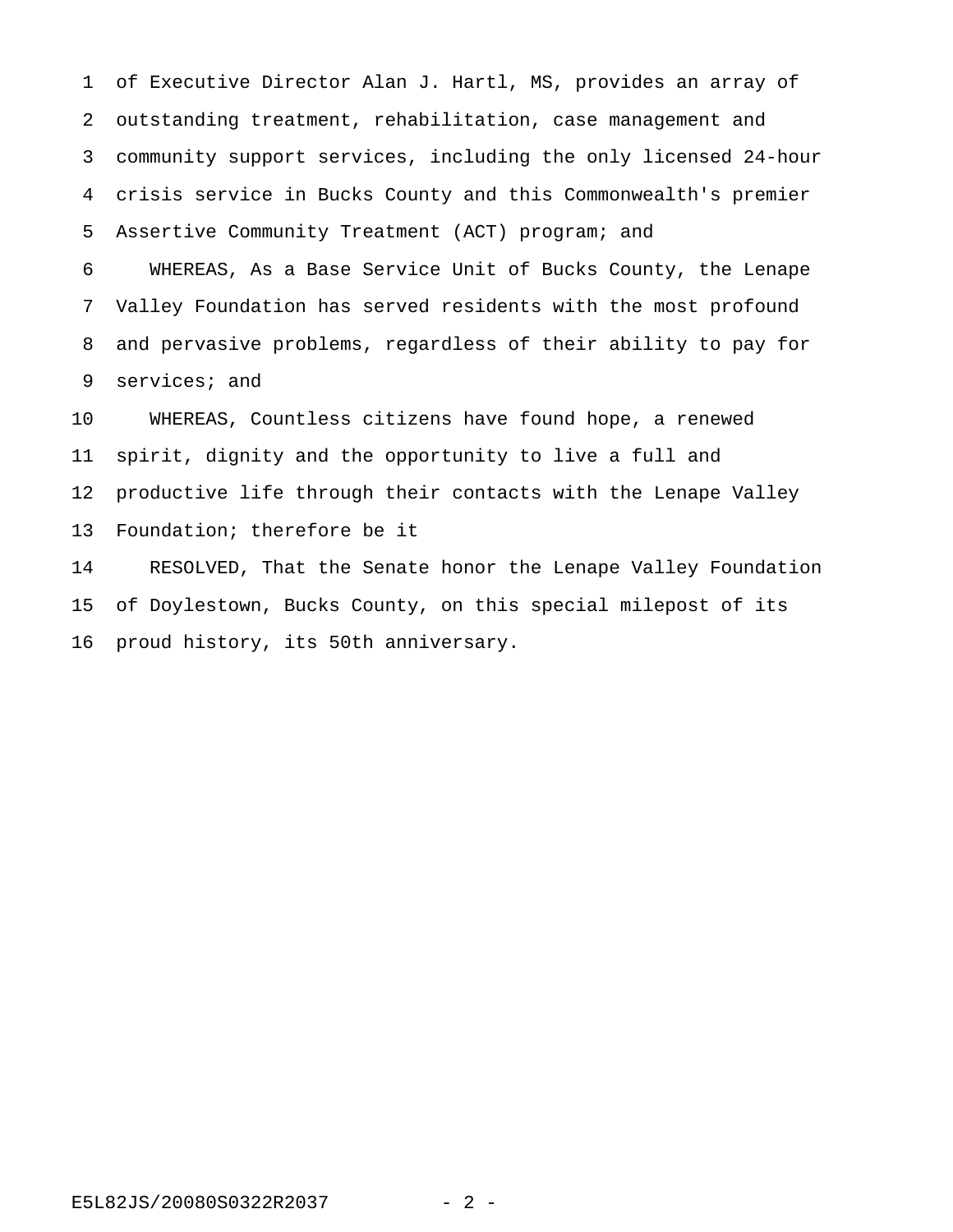of Executive Director Alan J. Hartl, MS, provides an array of outstanding treatment, rehabilitation, case management and community support services, including the only licensed 24-hour crisis service in Bucks County and this Commonwealth's premier Assertive Community Treatment (ACT) program; and

WHEREAS, As a Base Service Unit of Bucks County, the Lenape Valley Foundation has served residents with the most profound and pervasive problems, regardless of their ability to pay for services; and

WHEREAS, Countless citizens have found hope, a renewed spirit, dignity and the opportunity to live a full and productive life through their contacts with the Lenape Valley Foundation; therefore be it

RESOLVED, That the Senate honor the Lenape Valley Foundation of Doylestown, Bucks County, on this special milepost of its proud history, its 50th anniversary.